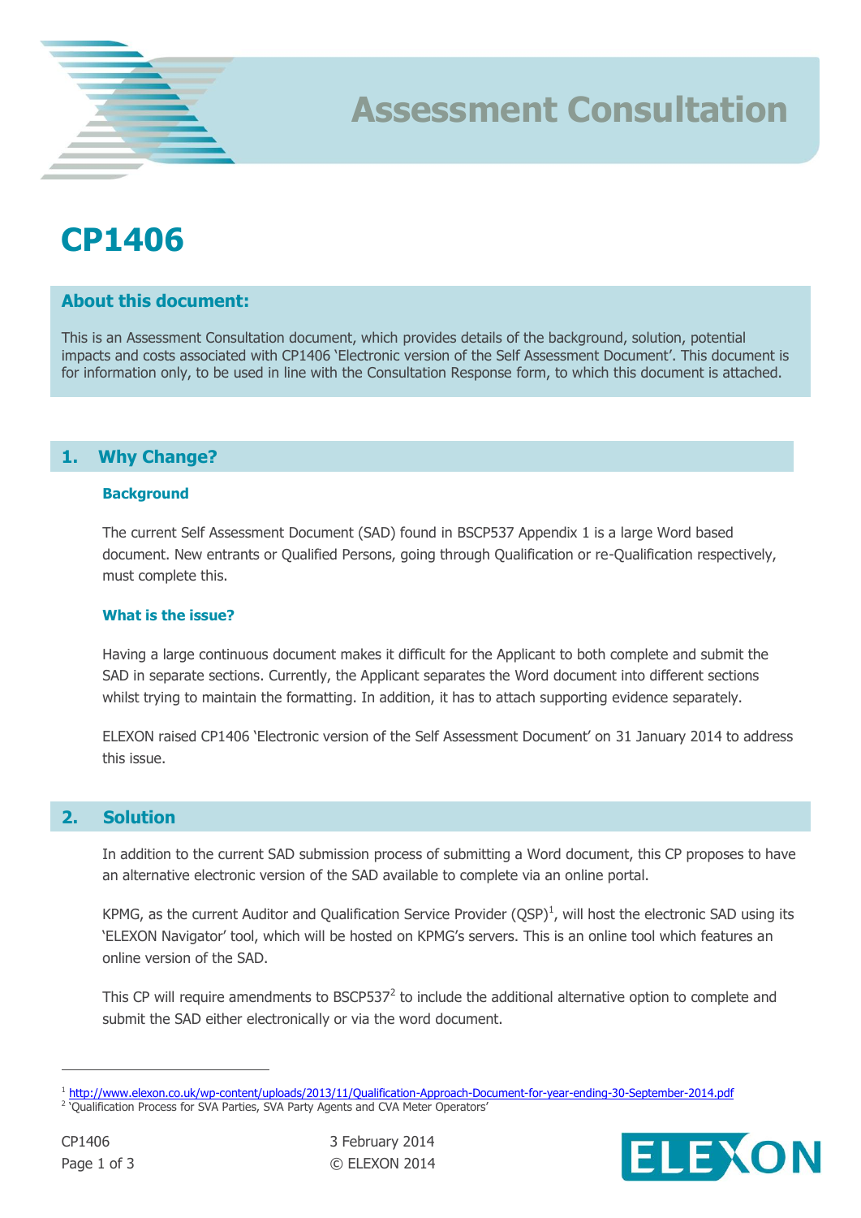# Assessment Consultation

# CP1406

## About this document:

This is an Assessment Consultation document, which provides details of the background, solution, potential impacts and costs associated with CP1406 'Electronic version of the Self Assessment Document'. This document is for information only, to be used in line with the Consultation Response form, to which this document is attached.

## 1. Why Change?

### Background

The current Self Assessment Document (SAD) found in BSCP537 Appendix 1 is a large Word based document. New entrants or Qualified Persons, going through Qualification or re-Qualification respectively, must complete this.

### What is the issue?

Having a large continuous document makes it difficult for the Applicant to both complete and submit the SAD in separate sections. Currently, the Applicant separates the Word document into different sections whilst trying to maintain the formatting. In addition, it has to attach supporting evidence separately.

ELEXON raised CP1406 'Electronic version of the Self Assessment Document' on 31 January 2014 to address this issue.

## 2. Solution

In addition to the current SAD submission process of submitting a Word document, this CP proposes to have an alternative electronic version of the SAD available to complete via an online portal.

KPMG, as the current Auditor and Qualification Service Provider (QSP)[1], will host the electronic SAD using its 'ELEXON Navigator' tool, which will be hosted on KPMG's servers. This is an online tool which features an online version of the SAD.

This CP will require amendments to BSCP537[2] to include the additional alternative option to complete and submit the SAD either electronically or via the word document.

---

[1] http://www.elexon.co.uk/wp-content/uploads/2013/11/Qualification-Approach-Document-for-year-ending-30-September-2014.pdf

[2] 'Qualification Process for SVA Parties, SVA Party Agents and CVA Meter Operators'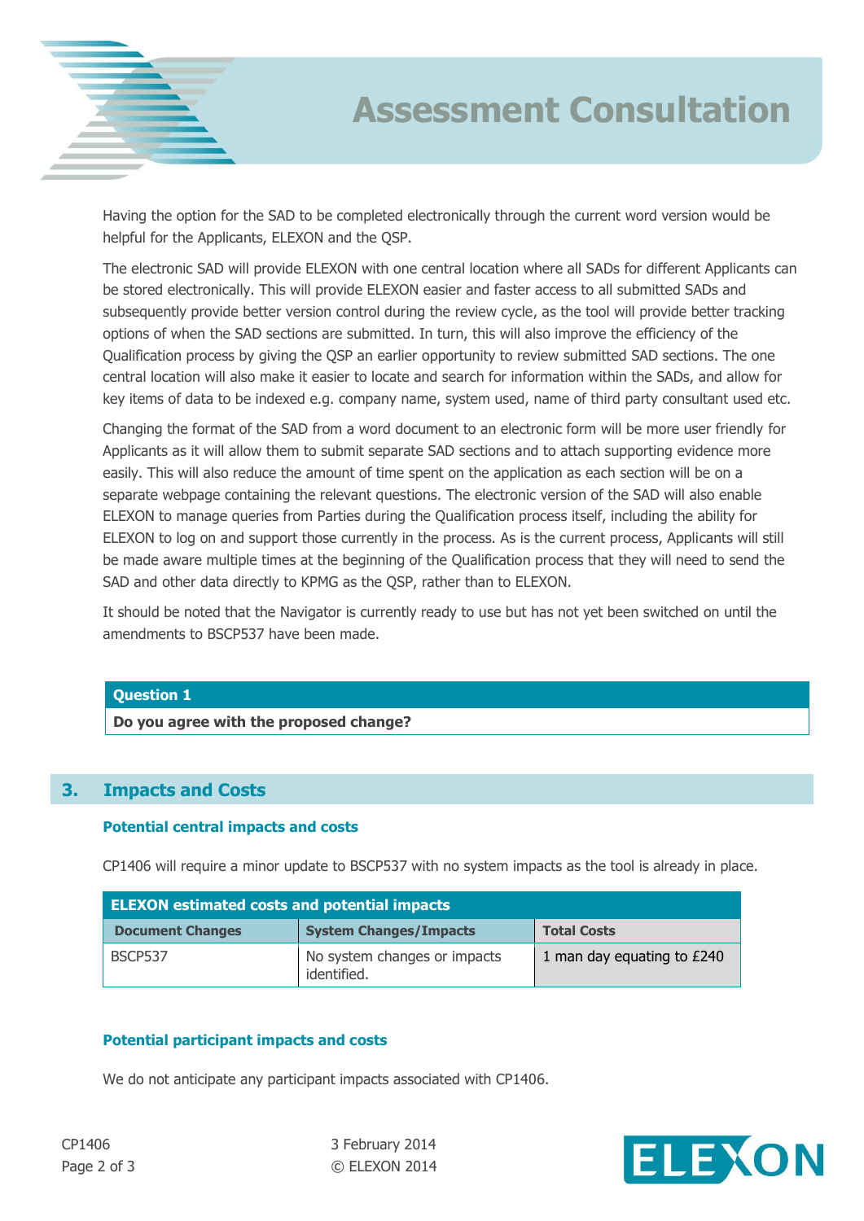Having the option for the SAD to be completed electronically through the current word version would be helpful for the Applicants, ELEXON and the QSP.

The electronic SAD will provide ELEXON with one central location where all SADs for different Applicants can be stored electronically. This will provide ELEXON easier and faster access to all submitted SADs and subsequently provide better version control during the review cycle, as the tool will provide better tracking options of when the SAD sections are submitted. In turn, this will also improve the efficiency of the Qualification process by giving the QSP an earlier opportunity to review submitted SAD sections. The one central location will also make it easier to locate and search for information within the SADs, and allow for key items of data to be indexed e.g. company name, system used, name of third party consultant used etc.

Changing the format of the SAD from a word document to an electronic form will be more user friendly for Applicants as it will allow them to submit separate SAD sections and to attach supporting evidence more easily. This will also reduce the amount of time spent on the application as each section will be on a separate webpage containing the relevant questions. The electronic version of the SAD will also enable ELEXON to manage queries from Parties during the Qualification process itself, including the ability for ELEXON to log on and support those currently in the process. As is the current process, Applicants will still be made aware multiple times at the beginning of the Qualification process that they will need to send the SAD and other data directly to KPMG as the QSP, rather than to ELEXON.

It should be noted that the Navigator is currently ready to use but has not yet been switched on until the amendments to BSCP537 have been made.

| Question 1 |
|---|
| **Do you agree with the proposed change?** |

## 3. Impacts and Costs

### Potential central impacts and costs

CP1406 will require a minor update to BSCP537 with no system impacts as the tool is already in place.

| ELEXON estimated costs and potential impacts | | |
|---|---|---|
| **Document Changes** | **System Changes/Impacts** | **Total Costs** |
| BSCP537 | No system changes or impacts identified. | 1 man day equating to £240 |

### Potential participant impacts and costs

We do not anticipate any participant impacts associated with CP1406.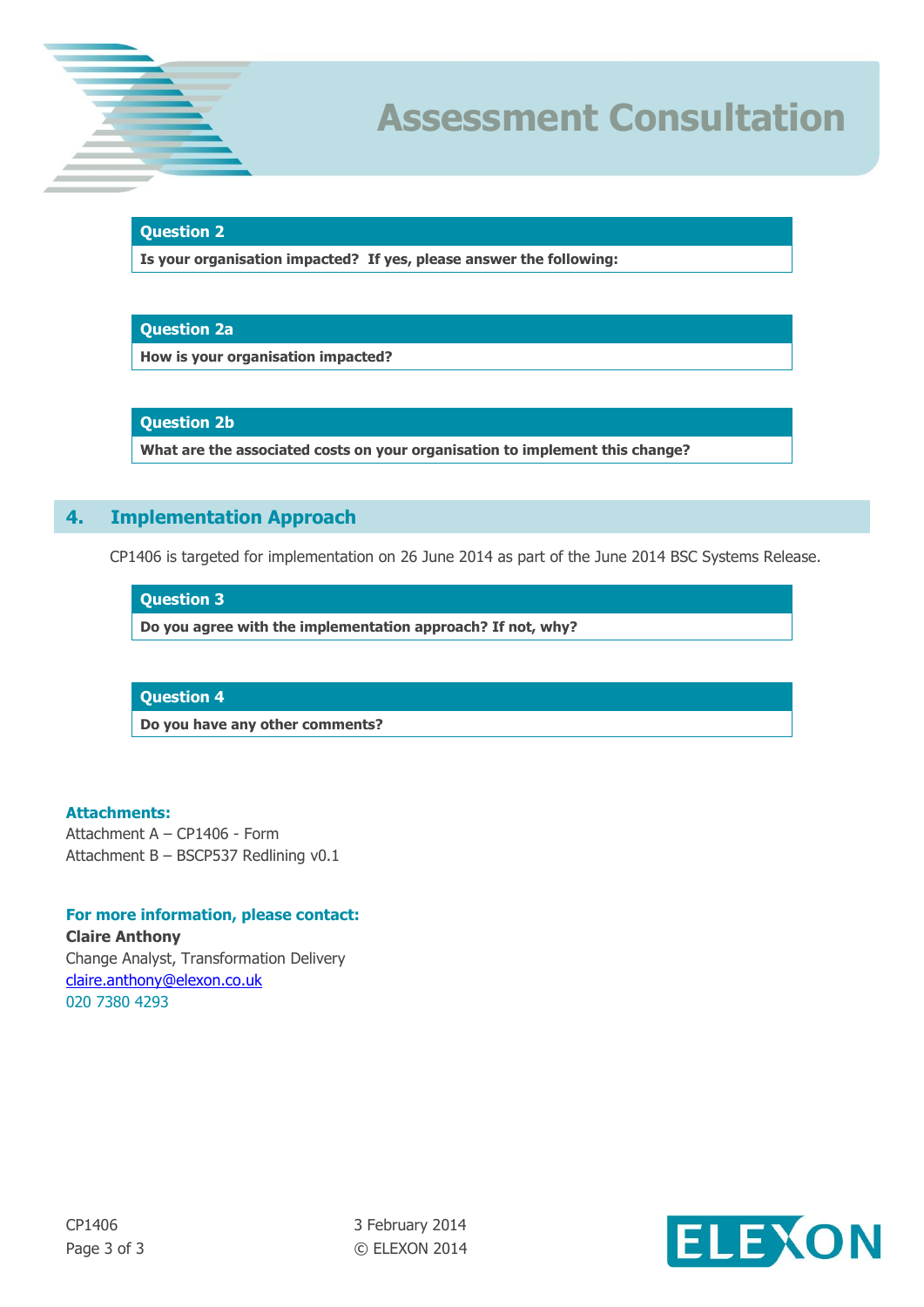**Question 2**

**Is your organisation impacted? If yes, please answer the following:**

**Question 2a**

**How is your organisation impacted?**

**Question 2b**

**What are the associated costs on your organisation to implement this change?**

## 4. Implementation Approach

CP1406 is targeted for implementation on 26 June 2014 as part of the June 2014 BSC Systems Release.

**Question 3**

**Do you agree with the implementation approach? If not, why?**

**Question 4**

**Do you have any other comments?**

**Attachments:**

Attachment A – CP1406 - Form

Attachment B – BSCP537 Redlining v0.1

**For more information, please contact:**

**Claire Anthony**

Change Analyst, Transformation Delivery

claire.anthony@elexon.co.uk

020 7380 4293